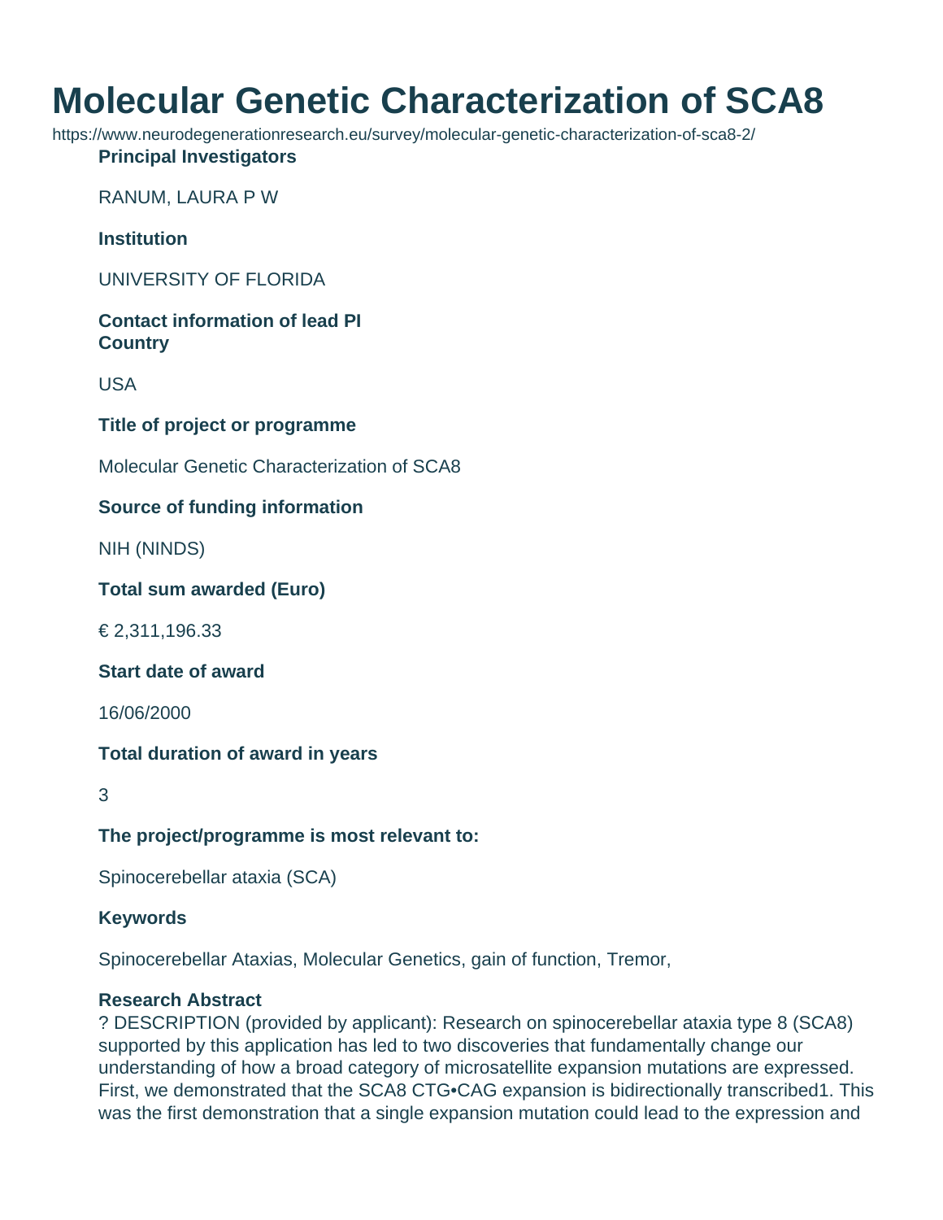# Molecular Genetic Characterization of SCA8

https://www.neurodegenerationresearch.eu/survey/molecular-genetic-characterization-of-sca8-2/

**Principal Investigators**

RANUM, LAURA P W

**Institution**

UNIVERSITY OF FLORIDA

**Contact information of lead PI**

**Country**

USA

**Title of project or programme**

Molecular Genetic Characterization of SCA8

**Source of funding information**

NIH (NINDS)

**Total sum awarded (Euro)**

€ 2,311,196.33

**Start date of award**

16/06/2000

**Total duration of award in years**

3

**The project/programme is most relevant to:**

Spinocerebellar ataxia (SCA)

**Keywords**

Spinocerebellar Ataxias, Molecular Genetics, gain of function, Tremor,

**Research Abstract**

? DESCRIPTION (provided by applicant): Research on spinocerebellar ataxia type 8 (SCA8) supported by this application has led to two discoveries that fundamentally change our understanding of how a broad category of microsatellite expansion mutations are expressed. First, we demonstrated that the SCA8 CTG•CAG expansion is bidirectionally transcribed1. This was the first demonstration that a single expansion mutation could lead to the expression and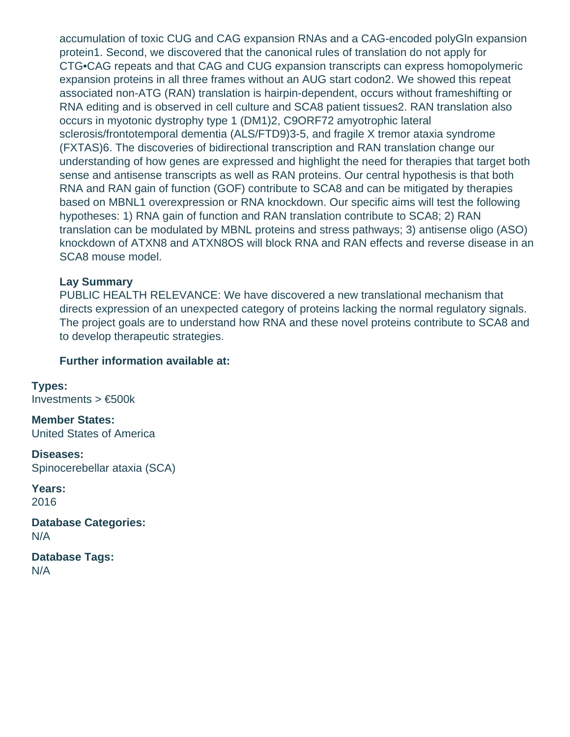accumulation of toxic CUG and CAG expansion RNAs and a CAG-encoded polyGln expansion protein[1]. Second, we discovered that the canonical rules of translation do not apply for CTG•CAG repeats and that CAG and CUG expansion transcripts can express homopolymeric expansion proteins in all three frames without an AUG start codon[2]. We showed this repeat associated non-ATG (RAN) translation is hairpin-dependent, occurs without frameshifting or RNA editing and is observed in cell culture and SCA8 patient tissues[2]. RAN translation also occurs in myotonic dystrophy type 1 (DM1)[2], C9ORF72 amyotrophic lateral sclerosis/frontotemporal dementia (ALS/FTD9)[3-5], and fragile X tremor ataxia syndrome (FXTAS)[6]. The discoveries of bidirectional transcription and RAN translation change our understanding of how genes are expressed and highlight the need for therapies that target both sense and antisense transcripts as well as RAN proteins. Our central hypothesis is that both RNA and RAN gain of function (GOF) contribute to SCA8 and can be mitigated by therapies based on MBNL1 overexpression or RNA knockdown. Our specific aims will test the following hypotheses: 1) RNA gain of function and RAN translation contribute to SCA8; 2) RAN translation can be modulated by MBNL proteins and stress pathways; 3) antisense oligo (ASO) knockdown of ATXN8 and ATXN8OS will block RNA and RAN effects and reverse disease in an SCA8 mouse model.

**Lay Summary**

PUBLIC HEALTH RELEVANCE: We have discovered a new translational mechanism that directs expression of an unexpected category of proteins lacking the normal regulatory signals. The project goals are to understand how RNA and these novel proteins contribute to SCA8 and to develop therapeutic strategies.

**Further information available at:**

**Types:**
Investments > €500k

**Member States:**
United States of America

**Diseases:**
Spinocerebellar ataxia (SCA)

**Years:**
2016

**Database Categories:**
N/A

**Database Tags:**
N/A